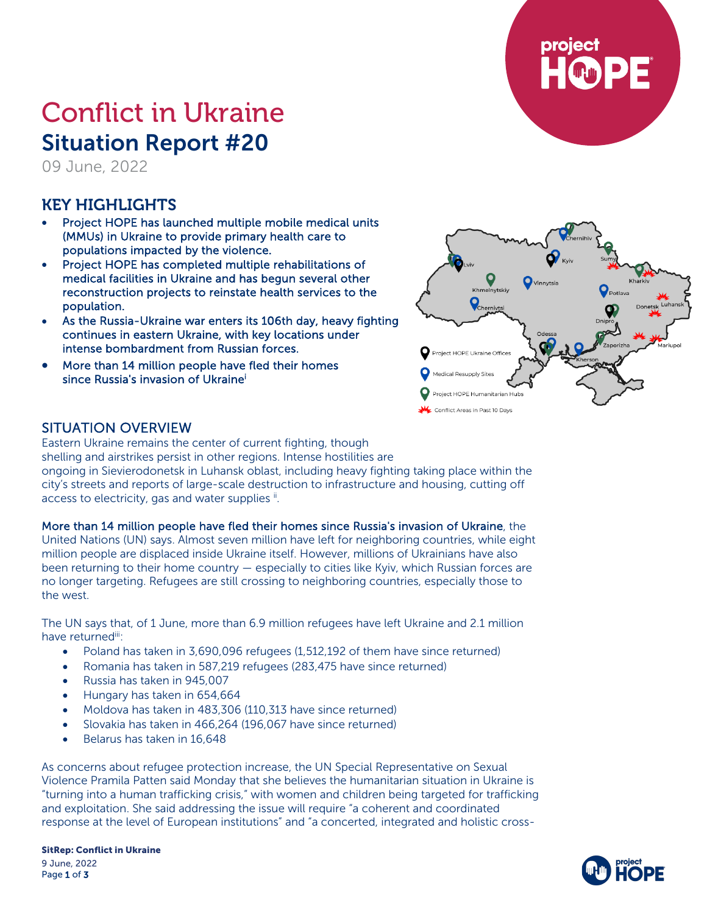# Conflict in Ukraine

## Situation Report #20

09 June, 2022

## KEY HIGHLIGHTS

- Project HOPE has launched multiple mobile medical units (MMUs) in Ukraine to provide primary health care to populations impacted by the violence.
- Project HOPE has completed multiple rehabilitations of medical facilities in Ukraine and has begun several other reconstruction projects to reinstate health services to the population.
- As the Russia-Ukraine war enters its 106th day, heavy fighting continues in eastern Ukraine, with key locations under intense bombardment from Russian forces.
- More than 14 million people have fled their homes since Russia's invasion of Ukraine[i]

## SITUATION OVERVIEW

Eastern Ukraine remains the center of current fighting, though shelling and airstrikes persist in other regions. Intense hostilities are ongoing in Sievierodonetsk in Luhansk oblast, including heavy fighting taking place within the city's streets and reports of large-scale destruction to infrastructure and housing, cutting off access to electricity, gas and water supplies [ii].

More than 14 million people have fled their homes since Russia's invasion of Ukraine, the United Nations (UN) says. Almost seven million have left for neighboring countries, while eight million people are displaced inside Ukraine itself. However, millions of Ukrainians have also been returning to their home country — especially to cities like Kyiv, which Russian forces are no longer targeting. Refugees are still crossing to neighboring countries, especially those to the west.

The UN says that, of 1 June, more than 6.9 million refugees have left Ukraine and 2.1 million have returned[iii]:

- Poland has taken in 3,690,096 refugees (1,512,192 of them have since returned)
- Romania has taken in 587,219 refugees (283,475 have since returned)
- Russia has taken in 945,007
- Hungary has taken in 654,664
- Moldova has taken in 483,306 (110,313 have since returned)
- Slovakia has taken in 466,264 (196,067 have since returned)
- Belarus has taken in 16,648

As concerns about refugee protection increase, the UN Special Representative on Sexual Violence Pramila Patten said Monday that she believes the humanitarian situation in Ukraine is "turning into a human trafficking crisis," with women and children being targeted for trafficking and exploitation. She said addressing the issue will require "a coherent and coordinated response at the level of European institutions" and "a concerted, integrated and holistic cross-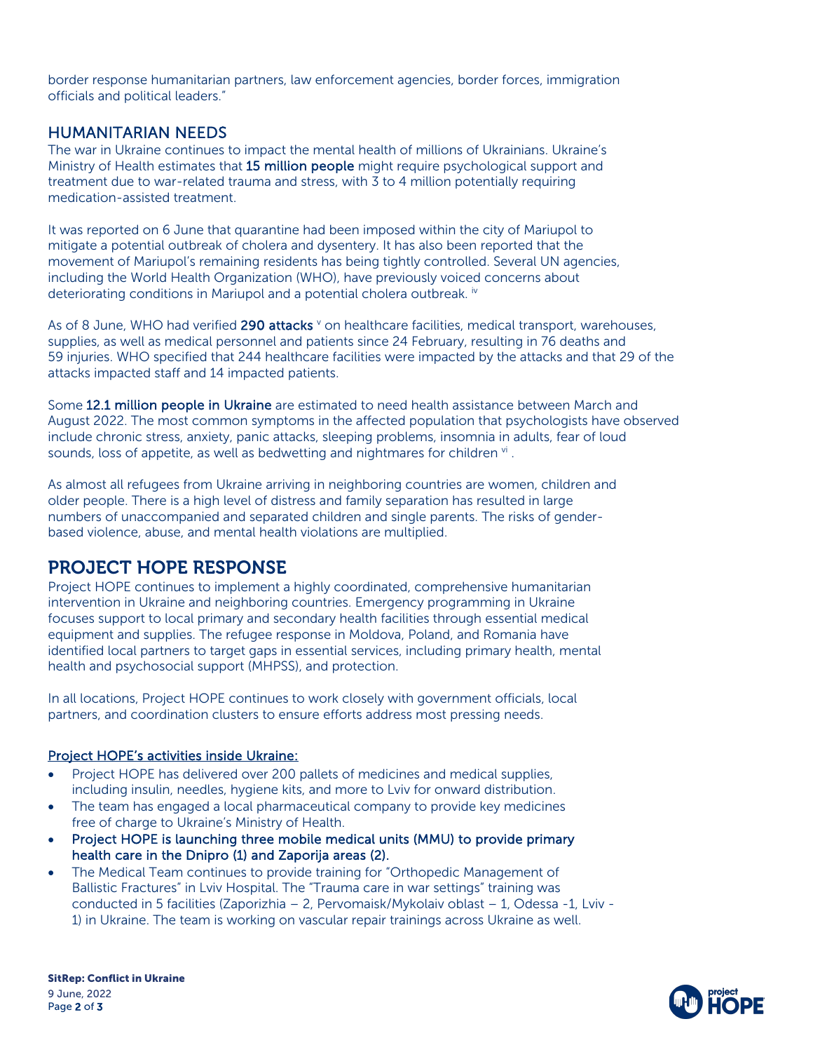border response humanitarian partners, law enforcement agencies, border forces, immigration officials and political leaders."

## HUMANITARIAN NEEDS

The war in Ukraine continues to impact the mental health of millions of Ukrainians. Ukraine's Ministry of Health estimates that **15 million people** might require psychological support and treatment due to war-related trauma and stress, with 3 to 4 million potentially requiring medication-assisted treatment.

It was reported on 6 June that quarantine had been imposed within the city of Mariupol to mitigate a potential outbreak of cholera and dysentery. It has also been reported that the movement of Mariupol's remaining residents has being tightly controlled. Several UN agencies, including the World Health Organization (WHO), have previously voiced concerns about deteriorating conditions in Mariupol and a potential cholera outbreak. [iv]

As of 8 June, WHO had verified **290 attacks** [v] on healthcare facilities, medical transport, warehouses, supplies, as well as medical personnel and patients since 24 February, resulting in 76 deaths and 59 injuries. WHO specified that 244 healthcare facilities were impacted by the attacks and that 29 of the attacks impacted staff and 14 impacted patients.

Some **12.1 million people in Ukraine** are estimated to need health assistance between March and August 2022. The most common symptoms in the affected population that psychologists have observed include chronic stress, anxiety, panic attacks, sleeping problems, insomnia in adults, fear of loud sounds, loss of appetite, as well as bedwetting and nightmares for children [vi] .

As almost all refugees from Ukraine arriving in neighboring countries are women, children and older people. There is a high level of distress and family separation has resulted in large numbers of unaccompanied and separated children and single parents. The risks of gender-based violence, abuse, and mental health violations are multiplied.

# PROJECT HOPE RESPONSE

Project HOPE continues to implement a highly coordinated, comprehensive humanitarian intervention in Ukraine and neighboring countries. Emergency programming in Ukraine focuses support to local primary and secondary health facilities through essential medical equipment and supplies. The refugee response in Moldova, Poland, and Romania have identified local partners to target gaps in essential services, including primary health, mental health and psychosocial support (MHPSS), and protection.

In all locations, Project HOPE continues to work closely with government officials, local partners, and coordination clusters to ensure efforts address most pressing needs.

### Project HOPE's activities inside Ukraine:

- Project HOPE has delivered over 200 pallets of medicines and medical supplies, including insulin, needles, hygiene kits, and more to Lviv for onward distribution.
- The team has engaged a local pharmaceutical company to provide key medicines free of charge to Ukraine's Ministry of Health.
- Project HOPE is launching three mobile medical units (MMU) to provide primary health care in the Dnipro (1) and Zaporija areas (2).
- The Medical Team continues to provide training for "Orthopedic Management of Ballistic Fractures" in Lviv Hospital. The "Trauma care in war settings" training was conducted in 5 facilities (Zaporizhia – 2, Pervomaisk/Mykolaiv oblast – 1, Odessa -1, Lviv - 1) in Ukraine. The team is working on vascular repair trainings across Ukraine as well.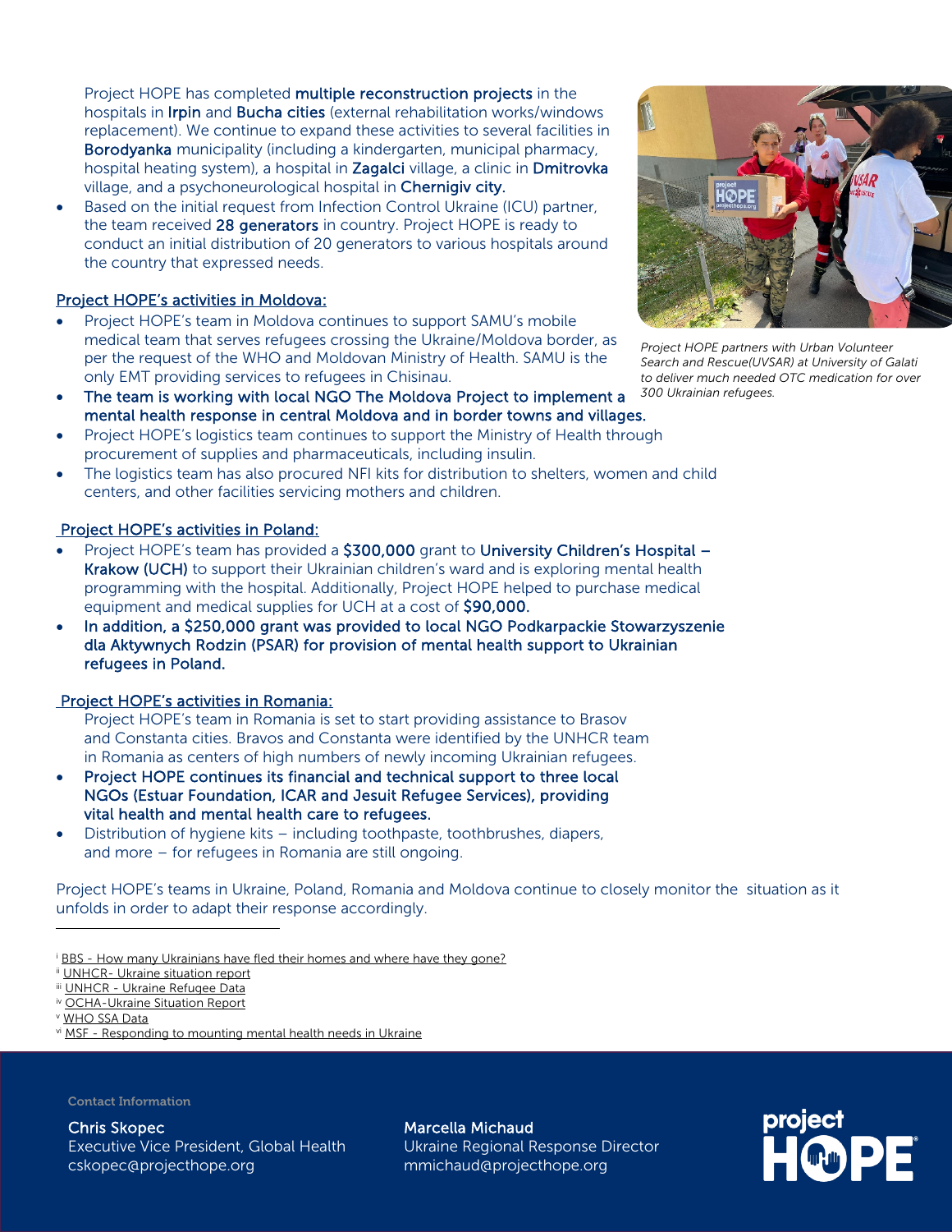Project HOPE has completed **multiple reconstruction projects** in the hospitals in **Irpin** and **Bucha cities** (external rehabilitation works/windows replacement). We continue to expand these activities to several facilities in **Borodyanka** municipality (including a kindergarten, municipal pharmacy, hospital heating system), a hospital in **Zagalci** village, a clinic in **Dmitrovka** village, and a psychoneurological hospital in **Chernigiv city.**

- Based on the initial request from Infection Control Ukraine (ICU) partner, the team received **28 generators** in country. Project HOPE is ready to conduct an initial distribution of 20 generators to various hospitals around the country that expressed needs.

*Project HOPE partners with Urban Volunteer Search and Rescue(UVSAR) at University of Galati to deliver much needed OTC medication for over 300 Ukrainian refugees.*

## Project HOPE's activities in Moldova:

- Project HOPE's team in Moldova continues to support SAMU's mobile medical team that serves refugees crossing the Ukraine/Moldova border, as per the request of the WHO and Moldovan Ministry of Health. SAMU is the only EMT providing services to refugees in Chisinau.
- **The team is working with local NGO The Moldova Project to implement a mental health response in central Moldova and in border towns and villages.**
- Project HOPE's logistics team continues to support the Ministry of Health through procurement of supplies and pharmaceuticals, including insulin.
- The logistics team has also procured NFI kits for distribution to shelters, women and child centers, and other facilities servicing mothers and children.

## Project HOPE's activities in Poland:

- Project HOPE's team has provided a **$300,000** grant to **University Children's Hospital – Krakow (UCH)** to support their Ukrainian children's ward and is exploring mental health programming with the hospital. Additionally, Project HOPE helped to purchase medical equipment and medical supplies for UCH at a cost of **$90,000.**
- **In addition, a $250,000 grant was provided to local NGO Podkarpackie Stowarzyszenie dla Aktywnych Rodzin (PSAR) for provision of mental health support to Ukrainian refugees in Poland.**

## Project HOPE's activities in Romania:

Project HOPE's team in Romania is set to start providing assistance to Brasov and Constanta cities. Bravos and Constanta were identified by the UNHCR team in Romania as centers of high numbers of newly incoming Ukrainian refugees.

- **Project HOPE continues its financial and technical support to three local NGOs (Estuar Foundation, ICAR and Jesuit Refugee Services), providing vital health and mental health care to refugees.**
- Distribution of hygiene kits – including toothpaste, toothbrushes, diapers, and more – for refugees in Romania are still ongoing.

Project HOPE's teams in Ukraine, Poland, Romania and Moldova continue to closely monitor the situation as it unfolds in order to adapt their response accordingly.

---

[i] BBS - How many Ukrainians have fled their homes and where have they gone?
[ii] UNHCR- Ukraine situation report
[iii] UNHCR - Ukraine Refugee Data
[iv] OCHA-Ukraine Situation Report
[v] WHO SSA Data
[vi] MSF - Responding to mounting mental health needs in Ukraine

Contact Information

**Chris Skopec**
Executive Vice President, Global Health
cskopec@projecthope.org

**Marcella Michaud**
Ukraine Regional Response Director
mmichaud@projecthope.org